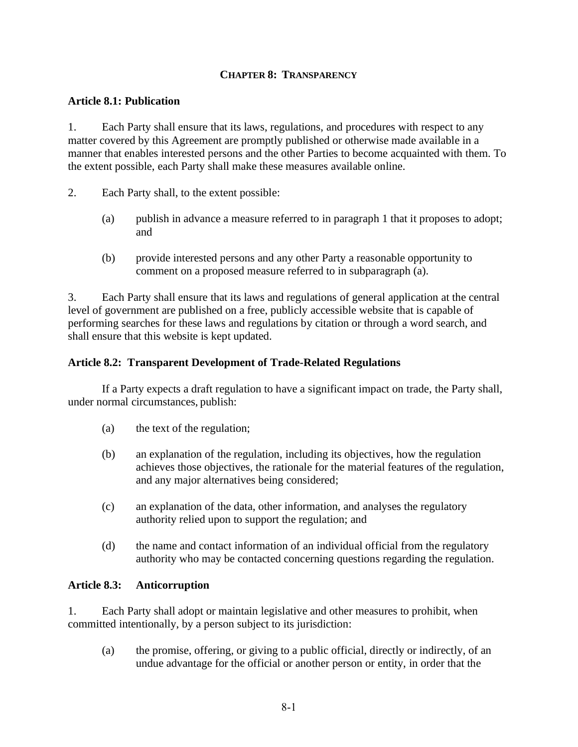# CHAPTER 8: TRANSPARENCY

## Article 8.1: Publication

1. Each Party shall ensure that its laws, regulations, and procedures with respect to any matter covered by this Agreement are promptly published or otherwise made available in a manner that enables interested persons and the other Parties to become acquainted with them. To the extent possible, each Party shall make these measures available online.

2. Each Party shall, to the extent possible:

   (a) publish in advance a measure referred to in paragraph 1 that it proposes to adopt; and

   (b) provide interested persons and any other Party a reasonable opportunity to comment on a proposed measure referred to in subparagraph (a).

3. Each Party shall ensure that its laws and regulations of general application at the central level of government are published on a free, publicly accessible website that is capable of performing searches for these laws and regulations by citation or through a word search, and shall ensure that this website is kept updated.

## Article 8.2: Transparent Development of Trade-Related Regulations

If a Party expects a draft regulation to have a significant impact on trade, the Party shall, under normal circumstances, publish:

(a) the text of the regulation;

(b) an explanation of the regulation, including its objectives, how the regulation achieves those objectives, the rationale for the material features of the regulation, and any major alternatives being considered;

(c) an explanation of the data, other information, and analyses the regulatory authority relied upon to support the regulation; and

(d) the name and contact information of an individual official from the regulatory authority who may be contacted concerning questions regarding the regulation.

## Article 8.3: Anticorruption

1. Each Party shall adopt or maintain legislative and other measures to prohibit, when committed intentionally, by a person subject to its jurisdiction:

   (a) the promise, offering, or giving to a public official, directly or indirectly, of an undue advantage for the official or another person or entity, in order that the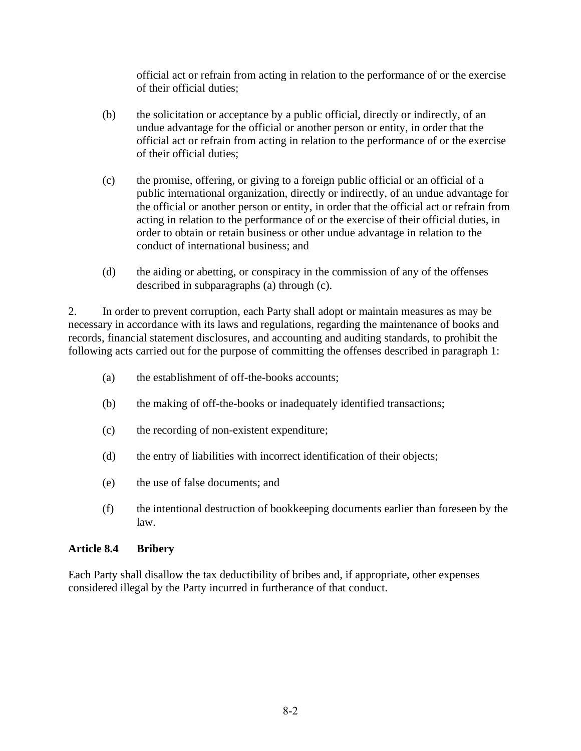official act or refrain from acting in relation to the performance of or the exercise of their official duties;

(b) the solicitation or acceptance by a public official, directly or indirectly, of an undue advantage for the official or another person or entity, in order that the official act or refrain from acting in relation to the performance of or the exercise of their official duties;

(c) the promise, offering, or giving to a foreign public official or an official of a public international organization, directly or indirectly, of an undue advantage for the official or another person or entity, in order that the official act or refrain from acting in relation to the performance of or the exercise of their official duties, in order to obtain or retain business or other undue advantage in relation to the conduct of international business; and

(d) the aiding or abetting, or conspiracy in the commission of any of the offenses described in subparagraphs (a) through (c).

2. In order to prevent corruption, each Party shall adopt or maintain measures as may be necessary in accordance with its laws and regulations, regarding the maintenance of books and records, financial statement disclosures, and accounting and auditing standards, to prohibit the following acts carried out for the purpose of committing the offenses described in paragraph 1:

(a) the establishment of off-the-books accounts;

(b) the making of off-the-books or inadequately identified transactions;

(c) the recording of non-existent expenditure;

(d) the entry of liabilities with incorrect identification of their objects;

(e) the use of false documents; and

(f) the intentional destruction of bookkeeping documents earlier than foreseen by the law.

### Article 8.4 Bribery

Each Party shall disallow the tax deductibility of bribes and, if appropriate, other expenses considered illegal by the Party incurred in furtherance of that conduct.